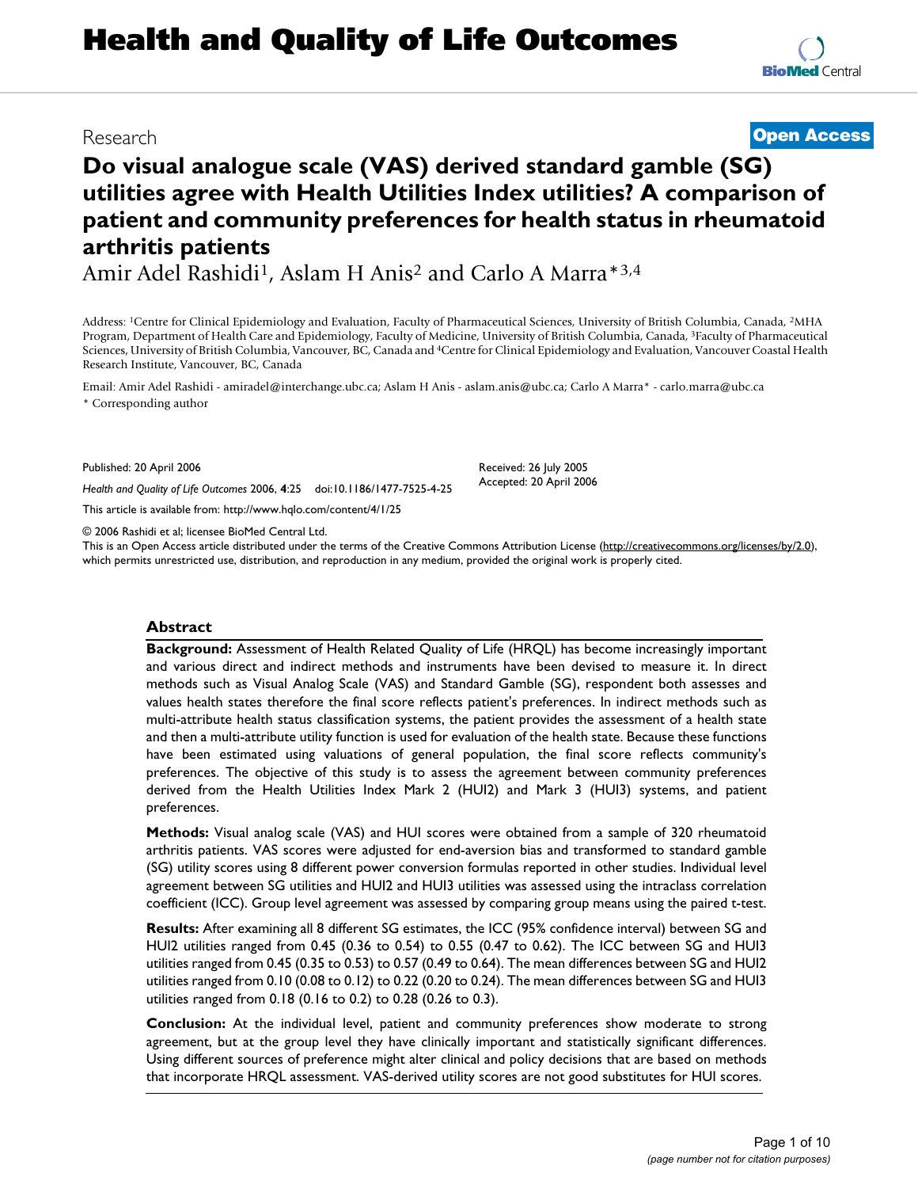# Health and Quality of Life Outcomes

Research **Open Access**

# Do visual analogue scale (VAS) derived standard gamble (SG) utilities agree with Health Utilities Index utilities? A comparison of patient and community preferences for health status in rheumatoid arthritis patients

Amir Adel Rashidi[1], Aslam H Anis[2] and Carlo A Marra*[3,4]

Address: [1]Centre for Clinical Epidemiology and Evaluation, Faculty of Pharmaceutical Sciences, University of British Columbia, Canada, [2]MHA Program, Department of Health Care and Epidemiology, Faculty of Medicine, University of British Columbia, Canada, [3]Faculty of Pharmaceutical Sciences, University of British Columbia, Vancouver, BC, Canada and [4]Centre for Clinical Epidemiology and Evaluation, Vancouver Coastal Health Research Institute, Vancouver, BC, Canada

Email: Amir Adel Rashidi - amiradel@interchange.ubc.ca; Aslam H Anis - aslam.anis@ubc.ca; Carlo A Marra* - carlo.marra@ubc.ca

* Corresponding author

Published: 20 April 2006

*Health and Quality of Life Outcomes* 2006, **4**:25 doi:10.1186/1477-7525-4-25

Received: 26 July 2005
Accepted: 20 April 2006

This article is available from: http://www.hqlo.com/content/4/1/25

© 2006 Rashidi et al; licensee BioMed Central Ltd.
This is an Open Access article distributed under the terms of the Creative Commons Attribution License (http://creativecommons.org/licenses/by/2.0), which permits unrestricted use, distribution, and reproduction in any medium, provided the original work is properly cited.

## Abstract

**Background:** Assessment of Health Related Quality of Life (HRQL) has become increasingly important and various direct and indirect methods and instruments have been devised to measure it. In direct methods such as Visual Analog Scale (VAS) and Standard Gamble (SG), respondent both assesses and values health states therefore the final score reflects patient's preferences. In indirect methods such as multi-attribute health status classification systems, the patient provides the assessment of a health state and then a multi-attribute utility function is used for evaluation of the health state. Because these functions have been estimated using valuations of general population, the final score reflects community's preferences. The objective of this study is to assess the agreement between community preferences derived from the Health Utilities Index Mark 2 (HUI2) and Mark 3 (HUI3) systems, and patient preferences.

**Methods:** Visual analog scale (VAS) and HUI scores were obtained from a sample of 320 rheumatoid arthritis patients. VAS scores were adjusted for end-aversion bias and transformed to standard gamble (SG) utility scores using 8 different power conversion formulas reported in other studies. Individual level agreement between SG utilities and HUI2 and HUI3 utilities was assessed using the intraclass correlation coefficient (ICC). Group level agreement was assessed by comparing group means using the paired t-test.

**Results:** After examining all 8 different SG estimates, the ICC (95% confidence interval) between SG and HUI2 utilities ranged from 0.45 (0.36 to 0.54) to 0.55 (0.47 to 0.62). The ICC between SG and HUI3 utilities ranged from 0.45 (0.35 to 0.53) to 0.57 (0.49 to 0.64). The mean differences between SG and HUI2 utilities ranged from 0.10 (0.08 to 0.12) to 0.22 (0.20 to 0.24). The mean differences between SG and HUI3 utilities ranged from 0.18 (0.16 to 0.2) to 0.28 (0.26 to 0.3).

**Conclusion:** At the individual level, patient and community preferences show moderate to strong agreement, but at the group level they have clinically important and statistically significant differences. Using different sources of preference might alter clinical and policy decisions that are based on methods that incorporate HRQL assessment. VAS-derived utility scores are not good substitutes for HUI scores.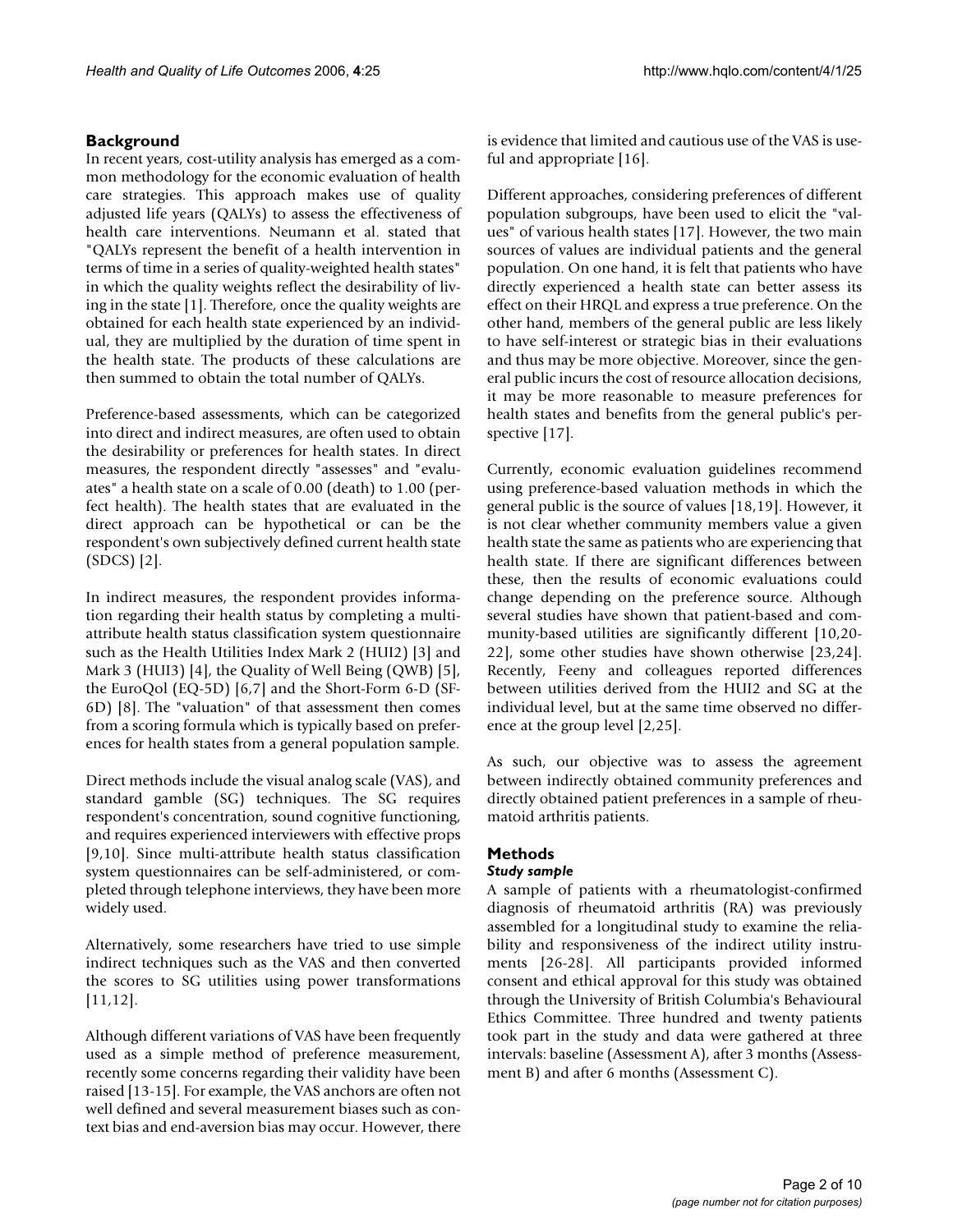## Background

In recent years, cost-utility analysis has emerged as a common methodology for the economic evaluation of health care strategies. This approach makes use of quality adjusted life years (QALYs) to assess the effectiveness of health care interventions. Neumann et al. stated that "QALYs represent the benefit of a health intervention in terms of time in a series of quality-weighted health states" in which the quality weights reflect the desirability of living in the state [1]. Therefore, once the quality weights are obtained for each health state experienced by an individual, they are multiplied by the duration of time spent in the health state. The products of these calculations are then summed to obtain the total number of QALYs.

Preference-based assessments, which can be categorized into direct and indirect measures, are often used to obtain the desirability or preferences for health states. In direct measures, the respondent directly "assesses" and "evaluates" a health state on a scale of 0.00 (death) to 1.00 (perfect health). The health states that are evaluated in the direct approach can be hypothetical or can be the respondent's own subjectively defined current health state (SDCS) [2].

In indirect measures, the respondent provides information regarding their health status by completing a multi-attribute health status classification system questionnaire such as the Health Utilities Index Mark 2 (HUI2) [3] and Mark 3 (HUI3) [4], the Quality of Well Being (QWB) [5], the EuroQol (EQ-5D) [6,7] and the Short-Form 6-D (SF-6D) [8]. The "valuation" of that assessment then comes from a scoring formula which is typically based on preferences for health states from a general population sample.

Direct methods include the visual analog scale (VAS), and standard gamble (SG) techniques. The SG requires respondent's concentration, sound cognitive functioning, and requires experienced interviewers with effective props [9,10]. Since multi-attribute health status classification system questionnaires can be self-administered, or completed through telephone interviews, they have been more widely used.

Alternatively, some researchers have tried to use simple indirect techniques such as the VAS and then converted the scores to SG utilities using power transformations [11,12].

Although different variations of VAS have been frequently used as a simple method of preference measurement, recently some concerns regarding their validity have been raised [13-15]. For example, the VAS anchors are often not well defined and several measurement biases such as context bias and end-aversion bias may occur. However, there is evidence that limited and cautious use of the VAS is useful and appropriate [16].

Different approaches, considering preferences of different population subgroups, have been used to elicit the "values" of various health states [17]. However, the two main sources of values are individual patients and the general population. On one hand, it is felt that patients who have directly experienced a health state can better assess its effect on their HRQL and express a true preference. On the other hand, members of the general public are less likely to have self-interest or strategic bias in their evaluations and thus may be more objective. Moreover, since the general public incurs the cost of resource allocation decisions, it may be more reasonable to measure preferences for health states and benefits from the general public's perspective [17].

Currently, economic evaluation guidelines recommend using preference-based valuation methods in which the general public is the source of values [18,19]. However, it is not clear whether community members value a given health state the same as patients who are experiencing that health state. If there are significant differences between these, then the results of economic evaluations could change depending on the preference source. Although several studies have shown that patient-based and community-based utilities are significantly different [10,20-22], some other studies have shown otherwise [23,24]. Recently, Feeny and colleagues reported differences between utilities derived from the HUI2 and SG at the individual level, but at the same time observed no difference at the group level [2,25].

As such, our objective was to assess the agreement between indirectly obtained community preferences and directly obtained patient preferences in a sample of rheumatoid arthritis patients.

## Methods

### *Study sample*

A sample of patients with a rheumatologist-confirmed diagnosis of rheumatoid arthritis (RA) was previously assembled for a longitudinal study to examine the reliability and responsiveness of the indirect utility instruments [26-28]. All participants provided informed consent and ethical approval for this study was obtained through the University of British Columbia's Behavioural Ethics Committee. Three hundred and twenty patients took part in the study and data were gathered at three intervals: baseline (Assessment A), after 3 months (Assessment B) and after 6 months (Assessment C).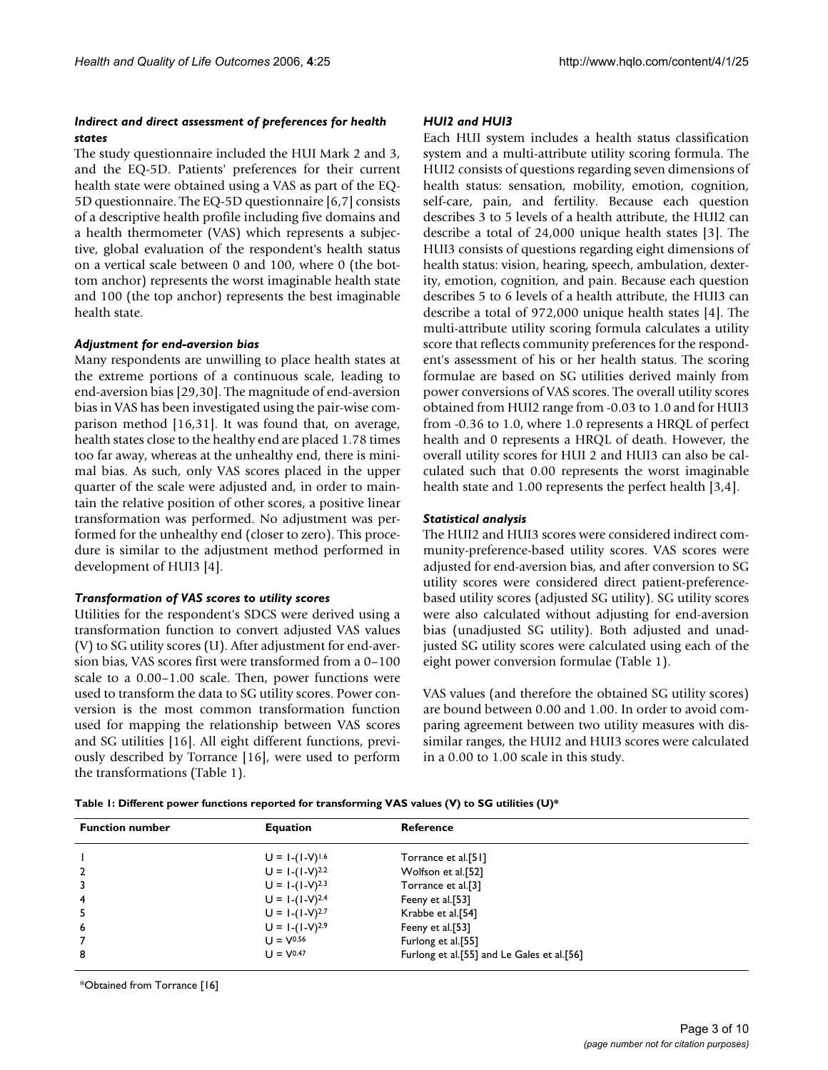#### *Indirect and direct assessment of preferences for health states*

The study questionnaire included the HUI Mark 2 and 3, and the EQ-5D. Patients' preferences for their current health state were obtained using a VAS as part of the EQ-5D questionnaire. The EQ-5D questionnaire [6,7] consists of a descriptive health profile including five domains and a health thermometer (VAS) which represents a subjective, global evaluation of the respondent's health status on a vertical scale between 0 and 100, where 0 (the bottom anchor) represents the worst imaginable health state and 100 (the top anchor) represents the best imaginable health state.

#### *Adjustment for end-aversion bias*

Many respondents are unwilling to place health states at the extreme portions of a continuous scale, leading to end-aversion bias [29,30]. The magnitude of end-aversion bias in VAS has been investigated using the pair-wise comparison method [16,31]. It was found that, on average, health states close to the healthy end are placed 1.78 times too far away, whereas at the unhealthy end, there is minimal bias. As such, only VAS scores placed in the upper quarter of the scale were adjusted and, in order to maintain the relative position of other scores, a positive linear transformation was performed. No adjustment was performed for the unhealthy end (closer to zero). This procedure is similar to the adjustment method performed in development of HUI3 [4].

#### *Transformation of VAS scores to utility scores*

Utilities for the respondent's SDCS were derived using a transformation function to convert adjusted VAS values (V) to SG utility scores (U). After adjustment for end-aversion bias, VAS scores first were transformed from a 0–100 scale to a 0.00–1.00 scale. Then, power functions were used to transform the data to SG utility scores. Power conversion is the most common transformation function used for mapping the relationship between VAS scores and SG utilities [16]. All eight different functions, previously described by Torrance [16], were used to perform the transformations (Table 1).

#### *HUI2 and HUI3*

Each HUI system includes a health status classification system and a multi-attribute utility scoring formula. The HUI2 consists of questions regarding seven dimensions of health status: sensation, mobility, emotion, cognition, self-care, pain, and fertility. Because each question describes 3 to 5 levels of a health attribute, the HUI2 can describe a total of 24,000 unique health states [3]. The HUI3 consists of questions regarding eight dimensions of health status: vision, hearing, speech, ambulation, dexterity, emotion, cognition, and pain. Because each question describes 5 to 6 levels of a health attribute, the HUI3 can describe a total of 972,000 unique health states [4]. The multi-attribute utility scoring formula calculates a utility score that reflects community preferences for the respondent's assessment of his or her health status. The scoring formulae are based on SG utilities derived mainly from power conversions of VAS scores. The overall utility scores obtained from HUI2 range from -0.03 to 1.0 and for HUI3 from -0.36 to 1.0, where 1.0 represents a HRQL of perfect health and 0 represents a HRQL of death. However, the overall utility scores for HUI 2 and HUI3 can also be calculated such that 0.00 represents the worst imaginable health state and 1.00 represents the perfect health [3,4].

#### *Statistical analysis*

The HUI2 and HUI3 scores were considered indirect community-preference-based utility scores. VAS scores were adjusted for end-aversion bias, and after conversion to SG utility scores were considered direct patient-preference-based utility scores (adjusted SG utility). SG utility scores were also calculated without adjusting for end-aversion bias (unadjusted SG utility). Both adjusted and unadjusted SG utility scores were calculated using each of the eight power conversion formulae (Table 1).

VAS values (and therefore the obtained SG utility scores) are bound between 0.00 and 1.00. In order to avoid comparing agreement between two utility measures with dissimilar ranges, the HUI2 and HUI3 scores were calculated in a 0.00 to 1.00 scale in this study.

**Table 1: Different power functions reported for transforming VAS values (V) to SG utilities (U)\***

| Function number | Equation | Reference |
|---|---|---|
| 1 | $U = 1-(1-V)^{1.6}$ | Torrance et al.[51] |
| 2 | $U = 1-(1-V)^{2.2}$ | Wolfson et al.[52] |
| 3 | $U = 1-(1-V)^{2.3}$ | Torrance et al.[3] |
| 4 | $U = 1-(1-V)^{2.4}$ | Feeny et al.[53] |
| 5 | $U = 1-(1-V)^{2.7}$ | Krabbe et al.[54] |
| 6 | $U = 1-(1-V)^{2.9}$ | Feeny et al.[53] |
| 7 | $U = V^{0.56}$ | Furlong et al.[55] |
| 8 | $U = V^{0.47}$ | Furlong et al.[55] and Le Gales et al.[56] |

\*Obtained from Torrance [16]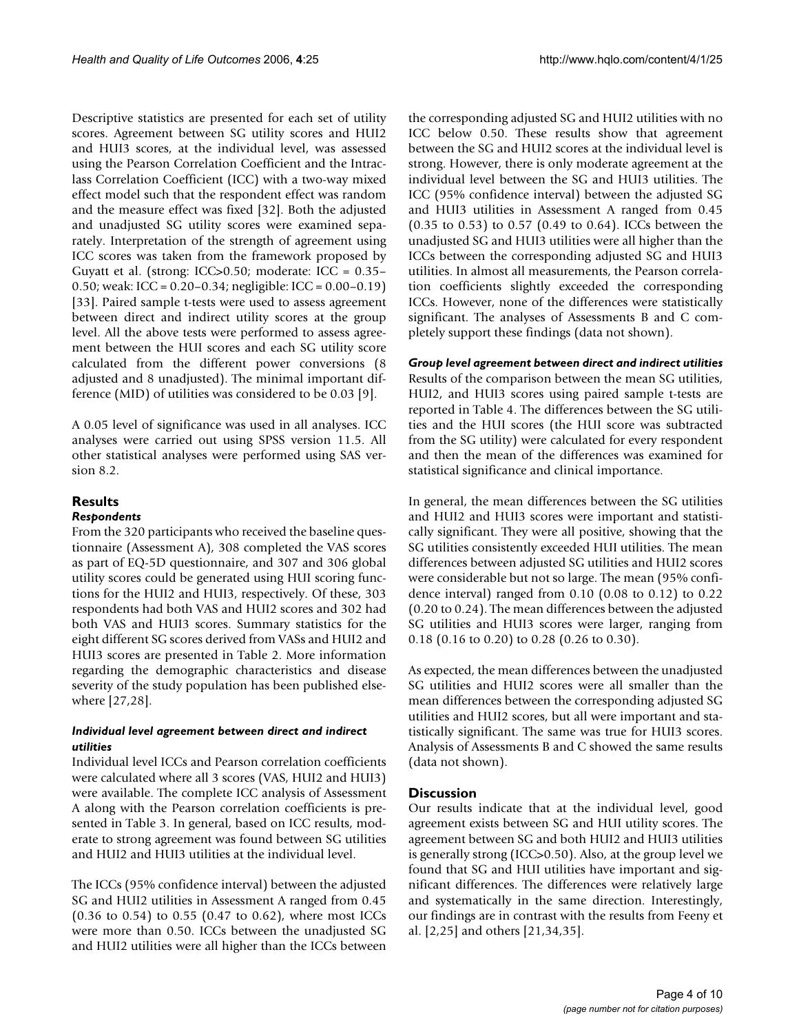Descriptive statistics are presented for each set of utility scores. Agreement between SG utility scores and HUI2 and HUI3 scores, at the individual level, was assessed using the Pearson Correlation Coefficient and the Intraclass Correlation Coefficient (ICC) with a two-way mixed effect model such that the respondent effect was random and the measure effect was fixed [32]. Both the adjusted and unadjusted SG utility scores were examined separately. Interpretation of the strength of agreement using ICC scores was taken from the framework proposed by Guyatt et al. (strong: ICC>0.50; moderate: ICC = 0.35–0.50; weak: ICC = 0.20–0.34; negligible: ICC = 0.00–0.19) [33]. Paired sample t-tests were used to assess agreement between direct and indirect utility scores at the group level. All the above tests were performed to assess agreement between the HUI scores and each SG utility score calculated from the different power conversions (8 adjusted and 8 unadjusted). The minimal important difference (MID) of utilities was considered to be 0.03 [9].

A 0.05 level of significance was used in all analyses. ICC analyses were carried out using SPSS version 11.5. All other statistical analyses were performed using SAS version 8.2.

## Results

### *Respondents*

From the 320 participants who received the baseline questionnaire (Assessment A), 308 completed the VAS scores as part of EQ-5D questionnaire, and 307 and 306 global utility scores could be generated using HUI scoring functions for the HUI2 and HUI3, respectively. Of these, 303 respondents had both VAS and HUI2 scores and 302 had both VAS and HUI3 scores. Summary statistics for the eight different SG scores derived from VASs and HUI2 and HUI3 scores are presented in Table 2. More information regarding the demographic characteristics and disease severity of the study population has been published elsewhere [27,28].

### *Individual level agreement between direct and indirect utilities*

Individual level ICCs and Pearson correlation coefficients were calculated where all 3 scores (VAS, HUI2 and HUI3) were available. The complete ICC analysis of Assessment A along with the Pearson correlation coefficients is presented in Table 3. In general, based on ICC results, moderate to strong agreement was found between SG utilities and HUI2 and HUI3 utilities at the individual level.

The ICCs (95% confidence interval) between the adjusted SG and HUI2 utilities in Assessment A ranged from 0.45 (0.36 to 0.54) to 0.55 (0.47 to 0.62), where most ICCs were more than 0.50. ICCs between the unadjusted SG and HUI2 utilities were all higher than the ICCs between the corresponding adjusted SG and HUI2 utilities with no ICC below 0.50. These results show that agreement between the SG and HUI2 scores at the individual level is strong. However, there is only moderate agreement at the individual level between the SG and HUI3 utilities. The ICC (95% confidence interval) between the adjusted SG and HUI3 utilities in Assessment A ranged from 0.45 (0.35 to 0.53) to 0.57 (0.49 to 0.64). ICCs between the unadjusted SG and HUI3 utilities were all higher than the ICCs between the corresponding adjusted SG and HUI3 utilities. In almost all measurements, the Pearson correlation coefficients slightly exceeded the corresponding ICCs. However, none of the differences were statistically significant. The analyses of Assessments B and C completely support these findings (data not shown).

### *Group level agreement between direct and indirect utilities*

Results of the comparison between the mean SG utilities, HUI2, and HUI3 scores using paired sample t-tests are reported in Table 4. The differences between the SG utilities and the HUI scores (the HUI score was subtracted from the SG utility) were calculated for every respondent and then the mean of the differences was examined for statistical significance and clinical importance.

In general, the mean differences between the SG utilities and HUI2 and HUI3 scores were important and statistically significant. They were all positive, showing that the SG utilities consistently exceeded HUI utilities. The mean differences between adjusted SG utilities and HUI2 scores were considerable but not so large. The mean (95% confidence interval) ranged from 0.10 (0.08 to 0.12) to 0.22 (0.20 to 0.24). The mean differences between the adjusted SG utilities and HUI3 scores were larger, ranging from 0.18 (0.16 to 0.20) to 0.28 (0.26 to 0.30).

As expected, the mean differences between the unadjusted SG utilities and HUI2 scores were all smaller than the mean differences between the corresponding adjusted SG utilities and HUI2 scores, but all were important and statistically significant. The same was true for HUI3 scores. Analysis of Assessments B and C showed the same results (data not shown).

## Discussion

Our results indicate that at the individual level, good agreement exists between SG and HUI utility scores. The agreement between SG and both HUI2 and HUI3 utilities is generally strong (ICC>0.50). Also, at the group level we found that SG and HUI utilities have important and significant differences. The differences were relatively large and systematically in the same direction. Interestingly, our findings are in contrast with the results from Feeny et al. [2,25] and others [21,34,35].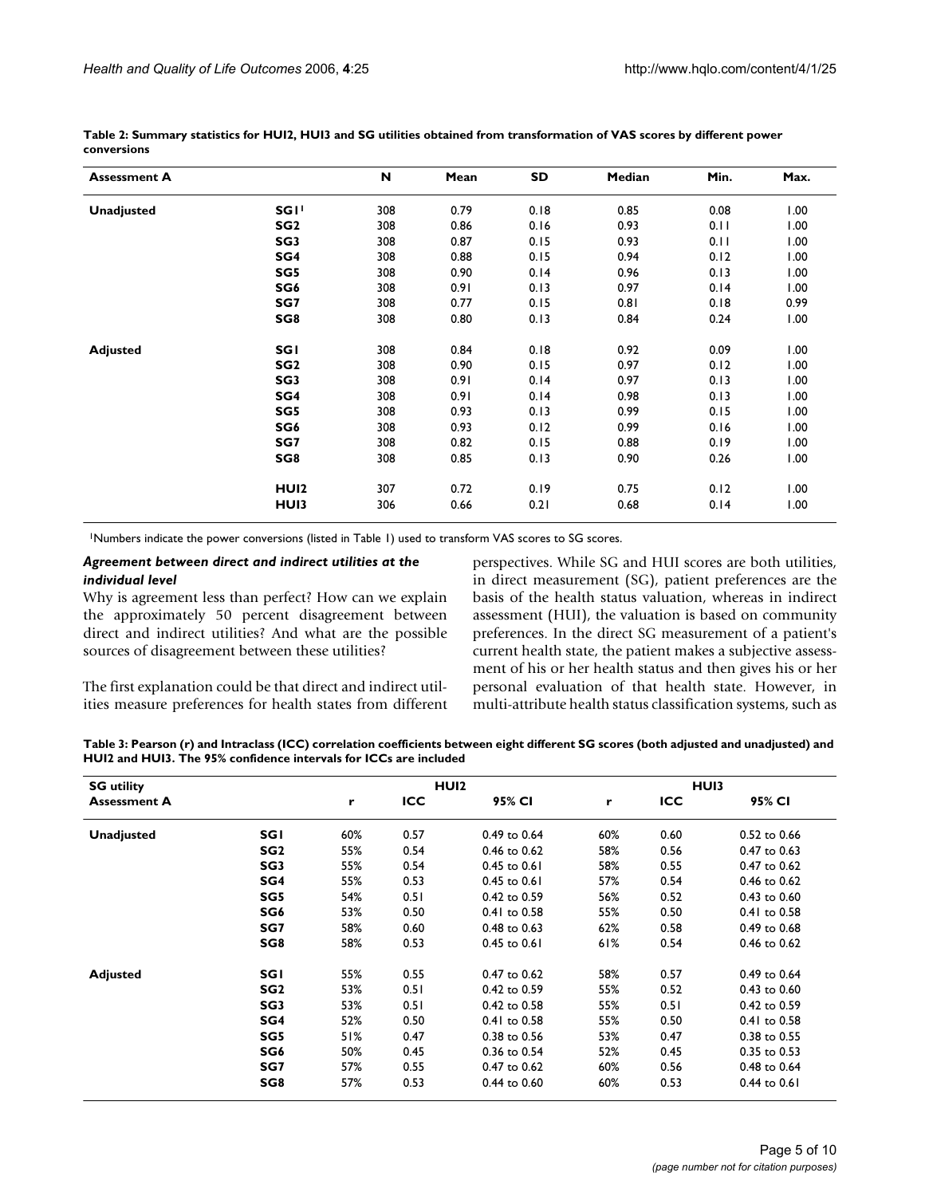**Table 2: Summary statistics for HUI2, HUI3 and SG utilities obtained from transformation of VAS scores by different power conversions**

| Assessment A | | N | Mean | SD | Median | Min. | Max. |
|---|---|---|---|---|---|---|---|
| Unadjusted | SG1[1] | 308 | 0.79 | 0.18 | 0.85 | 0.08 | 1.00 |
| | SG2 | 308 | 0.86 | 0.16 | 0.93 | 0.11 | 1.00 |
| | SG3 | 308 | 0.87 | 0.15 | 0.93 | 0.11 | 1.00 |
| | SG4 | 308 | 0.88 | 0.15 | 0.94 | 0.12 | 1.00 |
| | SG5 | 308 | 0.90 | 0.14 | 0.96 | 0.13 | 1.00 |
| | SG6 | 308 | 0.91 | 0.13 | 0.97 | 0.14 | 1.00 |
| | SG7 | 308 | 0.77 | 0.15 | 0.81 | 0.18 | 0.99 |
| | SG8 | 308 | 0.80 | 0.13 | 0.84 | 0.24 | 1.00 |
| Adjusted | SG1 | 308 | 0.84 | 0.18 | 0.92 | 0.09 | 1.00 |
| | SG2 | 308 | 0.90 | 0.15 | 0.97 | 0.12 | 1.00 |
| | SG3 | 308 | 0.91 | 0.14 | 0.97 | 0.13 | 1.00 |
| | SG4 | 308 | 0.91 | 0.14 | 0.98 | 0.13 | 1.00 |
| | SG5 | 308 | 0.93 | 0.13 | 0.99 | 0.15 | 1.00 |
| | SG6 | 308 | 0.93 | 0.12 | 0.99 | 0.16 | 1.00 |
| | SG7 | 308 | 0.82 | 0.15 | 0.88 | 0.19 | 1.00 |
| | SG8 | 308 | 0.85 | 0.13 | 0.90 | 0.26 | 1.00 |
| | HUI2 | 307 | 0.72 | 0.19 | 0.75 | 0.12 | 1.00 |
| | HUI3 | 306 | 0.66 | 0.21 | 0.68 | 0.14 | 1.00 |

[1]Numbers indicate the power conversions (listed in Table 1) used to transform VAS scores to SG scores.

### *Agreement between direct and indirect utilities at the individual level*

Why is agreement less than perfect? How can we explain the approximately 50 percent disagreement between direct and indirect utilities? And what are the possible sources of disagreement between these utilities?

The first explanation could be that direct and indirect utilities measure preferences for health states from different perspectives. While SG and HUI scores are both utilities, in direct measurement (SG), patient preferences are the basis of the health status valuation, whereas in indirect assessment (HUI), the valuation is based on community preferences. In the direct SG measurement of a patient's current health state, the patient makes a subjective assessment of his or her health status and then gives his or her personal evaluation of that health state. However, in multi-attribute health status classification systems, such as

**Table 3: Pearson (r) and Intraclass (ICC) correlation coefficients between eight different SG scores (both adjusted and unadjusted) and HUI2 and HUI3. The 95% confidence intervals for ICCs are included**

| SG utility Assessment A | | HUI2 | | | HUI3 | | |
|---|---|---|---|---|---|---|---|
| | | r | ICC | 95% CI | r | ICC | 95% CI |
| Unadjusted | SG1 | 60% | 0.57 | 0.49 to 0.64 | 60% | 0.60 | 0.52 to 0.66 |
| | SG2 | 55% | 0.54 | 0.46 to 0.62 | 58% | 0.56 | 0.47 to 0.63 |
| | SG3 | 55% | 0.54 | 0.45 to 0.61 | 58% | 0.55 | 0.47 to 0.62 |
| | SG4 | 55% | 0.53 | 0.45 to 0.61 | 57% | 0.54 | 0.46 to 0.62 |
| | SG5 | 54% | 0.51 | 0.42 to 0.59 | 56% | 0.52 | 0.43 to 0.60 |
| | SG6 | 53% | 0.50 | 0.41 to 0.58 | 55% | 0.50 | 0.41 to 0.58 |
| | SG7 | 58% | 0.60 | 0.48 to 0.63 | 62% | 0.58 | 0.49 to 0.68 |
| | SG8 | 58% | 0.53 | 0.45 to 0.61 | 61% | 0.54 | 0.46 to 0.62 |
| Adjusted | SG1 | 55% | 0.55 | 0.47 to 0.62 | 58% | 0.57 | 0.49 to 0.64 |
| | SG2 | 53% | 0.51 | 0.42 to 0.59 | 55% | 0.52 | 0.43 to 0.60 |
| | SG3 | 53% | 0.51 | 0.42 to 0.58 | 55% | 0.51 | 0.42 to 0.59 |
| | SG4 | 52% | 0.50 | 0.41 to 0.58 | 55% | 0.50 | 0.41 to 0.58 |
| | SG5 | 51% | 0.47 | 0.38 to 0.56 | 53% | 0.47 | 0.38 to 0.55 |
| | SG6 | 50% | 0.45 | 0.36 to 0.54 | 52% | 0.45 | 0.35 to 0.53 |
| | SG7 | 57% | 0.55 | 0.47 to 0.62 | 60% | 0.56 | 0.48 to 0.64 |
| | SG8 | 57% | 0.53 | 0.44 to 0.60 | 60% | 0.53 | 0.44 to 0.61 |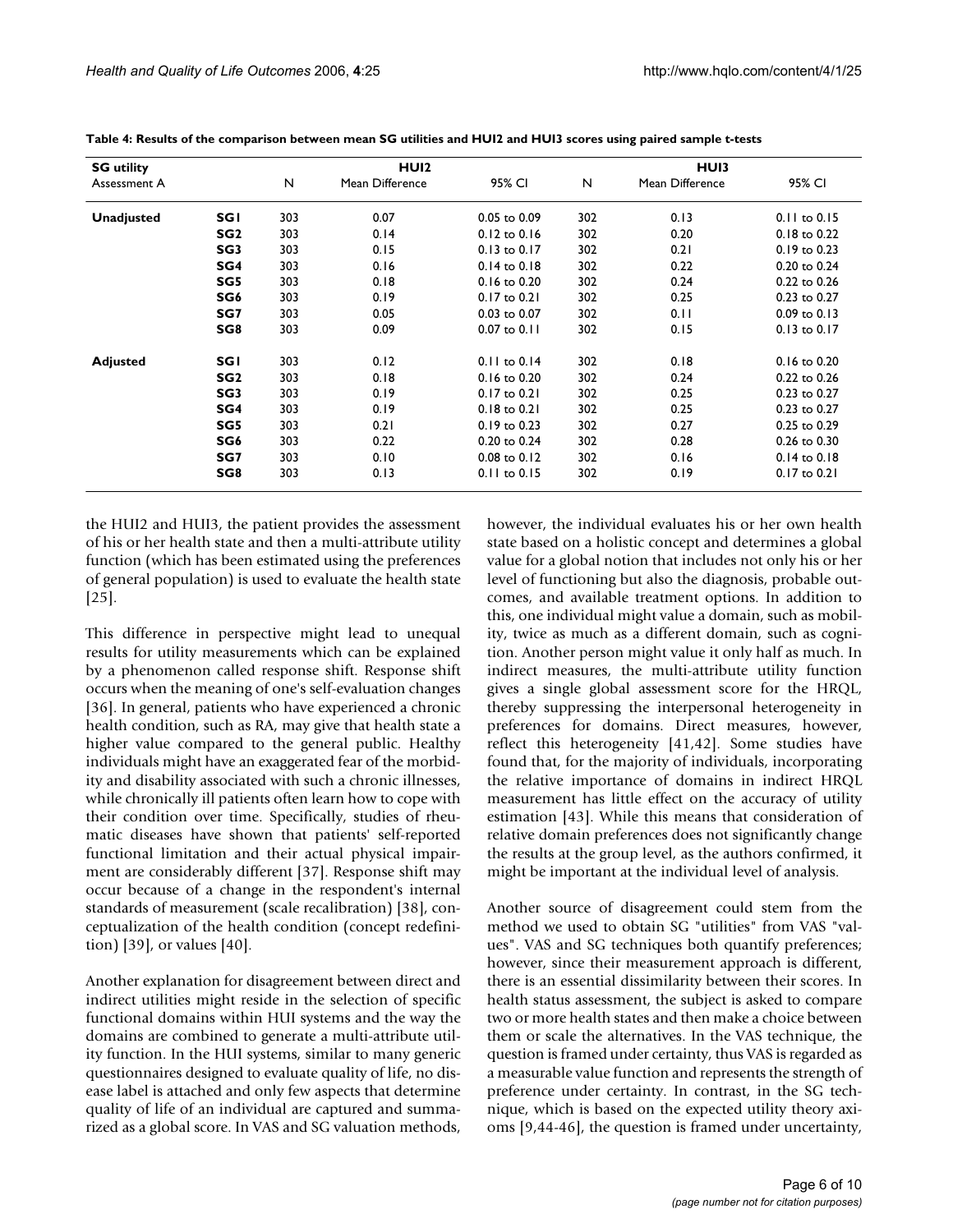**Table 4: Results of the comparison between mean SG utilities and HUI2 and HUI3 scores using paired sample t-tests**

| SG utility Assessment A | | HUI2 | | | HUI3 | | |
|---|---|---|---|---|---|---|---|
| | | N | Mean Difference | 95% CI | N | Mean Difference | 95% CI |
| **Unadjusted** | **SG1** | 303 | 0.07 | 0.05 to 0.09 | 302 | 0.13 | 0.11 to 0.15 |
| | **SG2** | 303 | 0.14 | 0.12 to 0.16 | 302 | 0.20 | 0.18 to 0.22 |
| | **SG3** | 303 | 0.15 | 0.13 to 0.17 | 302 | 0.21 | 0.19 to 0.23 |
| | **SG4** | 303 | 0.16 | 0.14 to 0.18 | 302 | 0.22 | 0.20 to 0.24 |
| | **SG5** | 303 | 0.18 | 0.16 to 0.20 | 302 | 0.24 | 0.22 to 0.26 |
| | **SG6** | 303 | 0.19 | 0.17 to 0.21 | 302 | 0.25 | 0.23 to 0.27 |
| | **SG7** | 303 | 0.05 | 0.03 to 0.07 | 302 | 0.11 | 0.09 to 0.13 |
| | **SG8** | 303 | 0.09 | 0.07 to 0.11 | 302 | 0.15 | 0.13 to 0.17 |
| **Adjusted** | **SG1** | 303 | 0.12 | 0.11 to 0.14 | 302 | 0.18 | 0.16 to 0.20 |
| | **SG2** | 303 | 0.18 | 0.16 to 0.20 | 302 | 0.24 | 0.22 to 0.26 |
| | **SG3** | 303 | 0.19 | 0.17 to 0.21 | 302 | 0.25 | 0.23 to 0.27 |
| | **SG4** | 303 | 0.19 | 0.18 to 0.21 | 302 | 0.25 | 0.23 to 0.27 |
| | **SG5** | 303 | 0.21 | 0.19 to 0.23 | 302 | 0.27 | 0.25 to 0.29 |
| | **SG6** | 303 | 0.22 | 0.20 to 0.24 | 302 | 0.28 | 0.26 to 0.30 |
| | **SG7** | 303 | 0.10 | 0.08 to 0.12 | 302 | 0.16 | 0.14 to 0.18 |
| | **SG8** | 303 | 0.13 | 0.11 to 0.15 | 302 | 0.19 | 0.17 to 0.21 |

the HUI2 and HUI3, the patient provides the assessment of his or her health state and then a multi-attribute utility function (which has been estimated using the preferences of general population) is used to evaluate the health state [25].

This difference in perspective might lead to unequal results for utility measurements which can be explained by a phenomenon called response shift. Response shift occurs when the meaning of one's self-evaluation changes [36]. In general, patients who have experienced a chronic health condition, such as RA, may give that health state a higher value compared to the general public. Healthy individuals might have an exaggerated fear of the morbidity and disability associated with such a chronic illnesses, while chronically ill patients often learn how to cope with their condition over time. Specifically, studies of rheumatic diseases have shown that patients' self-reported functional limitation and their actual physical impairment are considerably different [37]. Response shift may occur because of a change in the respondent's internal standards of measurement (scale recalibration) [38], conceptualization of the health condition (concept redefinition) [39], or values [40].

Another explanation for disagreement between direct and indirect utilities might reside in the selection of specific functional domains within HUI systems and the way the domains are combined to generate a multi-attribute utility function. In the HUI systems, similar to many generic questionnaires designed to evaluate quality of life, no disease label is attached and only few aspects that determine quality of life of an individual are captured and summarized as a global score. In VAS and SG valuation methods, however, the individual evaluates his or her own health state based on a holistic concept and determines a global value for a global notion that includes not only his or her level of functioning but also the diagnosis, probable outcomes, and available treatment options. In addition to this, one individual might value a domain, such as mobility, twice as much as a different domain, such as cognition. Another person might value it only half as much. In indirect measures, the multi-attribute utility function gives a single global assessment score for the HRQL, thereby suppressing the interpersonal heterogeneity in preferences for domains. Direct measures, however, reflect this heterogeneity [41,42]. Some studies have found that, for the majority of individuals, incorporating the relative importance of domains in indirect HRQL measurement has little effect on the accuracy of utility estimation [43]. While this means that consideration of relative domain preferences does not significantly change the results at the group level, as the authors confirmed, it might be important at the individual level of analysis.

Another source of disagreement could stem from the method we used to obtain SG "utilities" from VAS "values". VAS and SG techniques both quantify preferences; however, since their measurement approach is different, there is an essential dissimilarity between their scores. In health status assessment, the subject is asked to compare two or more health states and then make a choice between them or scale the alternatives. In the VAS technique, the question is framed under certainty, thus VAS is regarded as a measurable value function and represents the strength of preference under certainty. In contrast, in the SG technique, which is based on the expected utility theory axioms [9,44-46], the question is framed under uncertainty,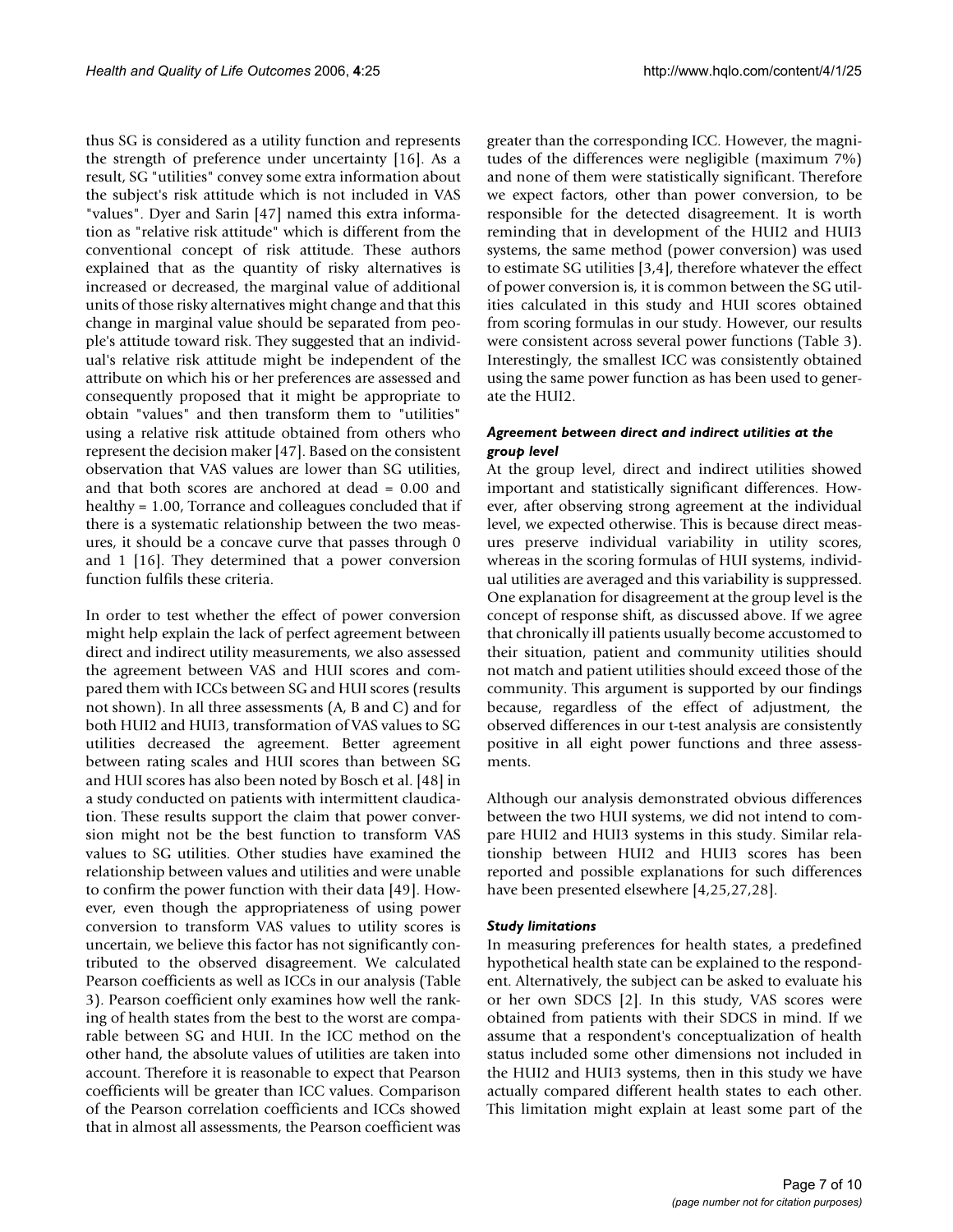thus SG is considered as a utility function and represents the strength of preference under uncertainty [16]. As a result, SG "utilities" convey some extra information about the subject's risk attitude which is not included in VAS "values". Dyer and Sarin [47] named this extra information as "relative risk attitude" which is different from the conventional concept of risk attitude. These authors explained that as the quantity of risky alternatives is increased or decreased, the marginal value of additional units of those risky alternatives might change and that this change in marginal value should be separated from people's attitude toward risk. They suggested that an individual's relative risk attitude might be independent of the attribute on which his or her preferences are assessed and consequently proposed that it might be appropriate to obtain "values" and then transform them to "utilities" using a relative risk attitude obtained from others who represent the decision maker [47]. Based on the consistent observation that VAS values are lower than SG utilities, and that both scores are anchored at dead = 0.00 and healthy = 1.00, Torrance and colleagues concluded that if there is a systematic relationship between the two measures, it should be a concave curve that passes through 0 and 1 [16]. They determined that a power conversion function fulfils these criteria.

In order to test whether the effect of power conversion might help explain the lack of perfect agreement between direct and indirect utility measurements, we also assessed the agreement between VAS and HUI scores and compared them with ICCs between SG and HUI scores (results not shown). In all three assessments (A, B and C) and for both HUI2 and HUI3, transformation of VAS values to SG utilities decreased the agreement. Better agreement between rating scales and HUI scores than between SG and HUI scores has also been noted by Bosch et al. [48] in a study conducted on patients with intermittent claudication. These results support the claim that power conversion might not be the best function to transform VAS values to SG utilities. Other studies have examined the relationship between values and utilities and were unable to confirm the power function with their data [49]. However, even though the appropriateness of using power conversion to transform VAS values to utility scores is uncertain, we believe this factor has not significantly contributed to the observed disagreement. We calculated Pearson coefficients as well as ICCs in our analysis (Table 3). Pearson coefficient only examines how well the ranking of health states from the best to the worst are comparable between SG and HUI. In the ICC method on the other hand, the absolute values of utilities are taken into account. Therefore it is reasonable to expect that Pearson coefficients will be greater than ICC values. Comparison of the Pearson correlation coefficients and ICCs showed that in almost all assessments, the Pearson coefficient was greater than the corresponding ICC. However, the magnitudes of the differences were negligible (maximum 7%) and none of them were statistically significant. Therefore we expect factors, other than power conversion, to be responsible for the detected disagreement. It is worth reminding that in development of the HUI2 and HUI3 systems, the same method (power conversion) was used to estimate SG utilities [3,4], therefore whatever the effect of power conversion is, it is common between the SG utilities calculated in this study and HUI scores obtained from scoring formulas in our study. However, our results were consistent across several power functions (Table 3). Interestingly, the smallest ICC was consistently obtained using the same power function as has been used to generate the HUI2.

### *Agreement between direct and indirect utilities at the group level*

At the group level, direct and indirect utilities showed important and statistically significant differences. However, after observing strong agreement at the individual level, we expected otherwise. This is because direct measures preserve individual variability in utility scores, whereas in the scoring formulas of HUI systems, individual utilities are averaged and this variability is suppressed. One explanation for disagreement at the group level is the concept of response shift, as discussed above. If we agree that chronically ill patients usually become accustomed to their situation, patient and community utilities should not match and patient utilities should exceed those of the community. This argument is supported by our findings because, regardless of the effect of adjustment, the observed differences in our t-test analysis are consistently positive in all eight power functions and three assessments.

Although our analysis demonstrated obvious differences between the two HUI systems, we did not intend to compare HUI2 and HUI3 systems in this study. Similar relationship between HUI2 and HUI3 scores has been reported and possible explanations for such differences have been presented elsewhere [4,25,27,28].

### *Study limitations*

In measuring preferences for health states, a predefined hypothetical health state can be explained to the respondent. Alternatively, the subject can be asked to evaluate his or her own SDCS [2]. In this study, VAS scores were obtained from patients with their SDCS in mind. If we assume that a respondent's conceptualization of health status included some other dimensions not included in the HUI2 and HUI3 systems, then in this study we have actually compared different health states to each other. This limitation might explain at least some part of the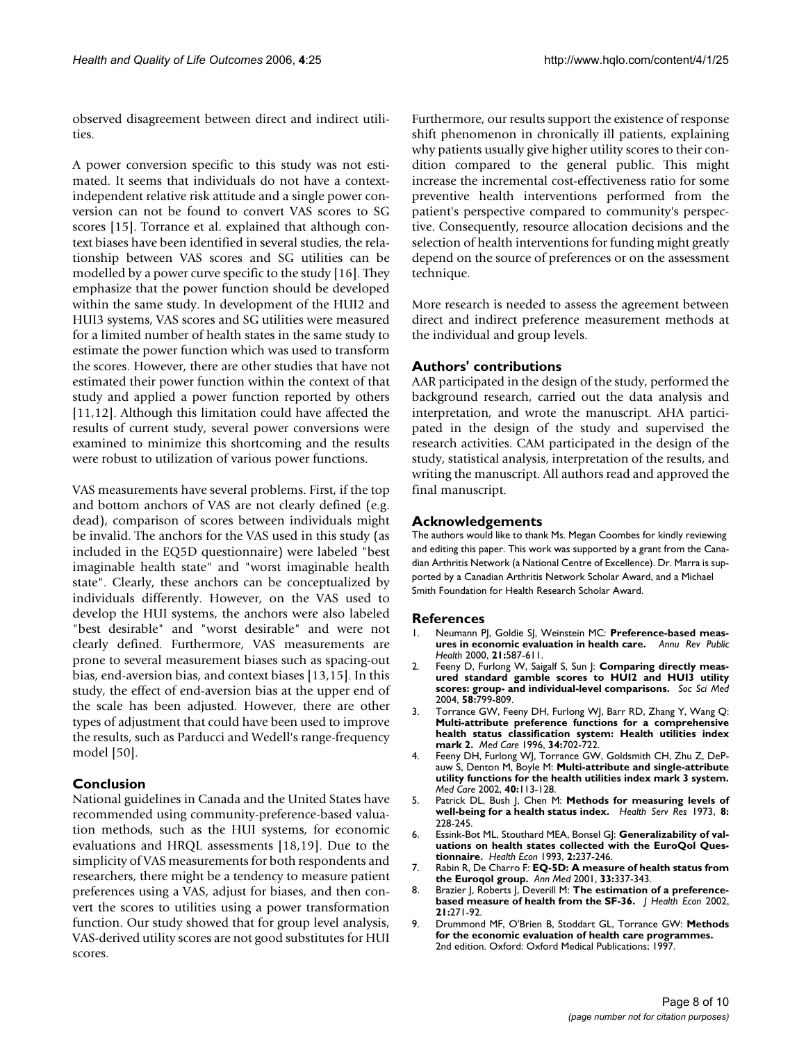observed disagreement between direct and indirect utilities.

A power conversion specific to this study was not estimated. It seems that individuals do not have a context-independent relative risk attitude and a single power conversion can not be found to convert VAS scores to SG scores [15]. Torrance et al. explained that although context biases have been identified in several studies, the relationship between VAS scores and SG utilities can be modelled by a power curve specific to the study [16]. They emphasize that the power function should be developed within the same study. In development of the HUI2 and HUI3 systems, VAS scores and SG utilities were measured for a limited number of health states in the same study to estimate the power function which was used to transform the scores. However, there are other studies that have not estimated their power function within the context of that study and applied a power function reported by others [11,12]. Although this limitation could have affected the results of current study, several power conversions were examined to minimize this shortcoming and the results were robust to utilization of various power functions.

VAS measurements have several problems. First, if the top and bottom anchors of VAS are not clearly defined (e.g. dead), comparison of scores between individuals might be invalid. The anchors for the VAS used in this study (as included in the EQ5D questionnaire) were labeled "best imaginable health state" and "worst imaginable health state". Clearly, these anchors can be conceptualized by individuals differently. However, on the VAS used to develop the HUI systems, the anchors were also labeled "best desirable" and "worst desirable" and were not clearly defined. Furthermore, VAS measurements are prone to several measurement biases such as spacing-out bias, end-aversion bias, and context biases [13,15]. In this study, the effect of end-aversion bias at the upper end of the scale has been adjusted. However, there are other types of adjustment that could have been used to improve the results, such as Parducci and Wedell's range-frequency model [50].

## Conclusion

National guidelines in Canada and the United States have recommended using community-preference-based valuation methods, such as the HUI systems, for economic evaluations and HRQL assessments [18,19]. Due to the simplicity of VAS measurements for both respondents and researchers, there might be a tendency to measure patient preferences using a VAS, adjust for biases, and then convert the scores to utilities using a power transformation function. Our study showed that for group level analysis, VAS-derived utility scores are not good substitutes for HUI scores.

Furthermore, our results support the existence of response shift phenomenon in chronically ill patients, explaining why patients usually give higher utility scores to their condition compared to the general public. This might increase the incremental cost-effectiveness ratio for some preventive health interventions performed from the patient's perspective compared to community's perspective. Consequently, resource allocation decisions and the selection of health interventions for funding might greatly depend on the source of preferences or on the assessment technique.

More research is needed to assess the agreement between direct and indirect preference measurement methods at the individual and group levels.

## Authors' contributions

AAR participated in the design of the study, performed the background research, carried out the data analysis and interpretation, and wrote the manuscript. AHA participated in the design of the study and supervised the research activities. CAM participated in the design of the study, statistical analysis, interpretation of the results, and writing the manuscript. All authors read and approved the final manuscript.

## Acknowledgements

The authors would like to thank Ms. Megan Coombes for kindly reviewing and editing this paper. This work was supported by a grant from the Canadian Arthritis Network (a National Centre of Excellence). Dr. Marra is supported by a Canadian Arthritis Network Scholar Award, and a Michael Smith Foundation for Health Research Scholar Award.

## References

1. Neumann PJ, Goldie SJ, Weinstein MC: **Preference-based measures in economic evaluation in health care.** *Annu Rev Public Health* 2000, **21:**587-611.
2. Feeny D, Furlong W, Saigalf S, Sun J: **Comparing directly measured standard gamble scores to HUI2 and HUI3 utility scores: group- and individual-level comparisons.** *Soc Sci Med* 2004, **58:**799-809.
3. Torrance GW, Feeny DH, Furlong WJ, Barr RD, Zhang Y, Wang Q: **Multi-attribute preference functions for a comprehensive health status classification system: Health utilities index mark 2.** *Med Care* 1996, **34:**702-722.
4. Feeny DH, Furlong WJ, Torrance GW, Goldsmith CH, Zhu Z, DePauw S, Denton M, Boyle M: **Multi-attribute and single-attribute utility functions for the health utilities index mark 3 system.** *Med Care* 2002, **40:**113-128.
5. Patrick DL, Bush J, Chen M: **Methods for measuring levels of well-being for a health status index.** *Health Serv Res* 1973, **8:** 228-245.
6. Essink-Bot ML, Stouthard MEA, Bonsel GJ: **Generalizability of valuations on health states collected with the EuroQol Questionnaire.** *Health Econ* 1993, **2:**237-246.
7. Rabin R, De Charro F: **EQ-5D: A measure of health status from the Euroqol group.** *Ann Med* 2001, **33:**337-343.
8. Brazier J, Roberts J, Deverill M: **The estimation of a preference-based measure of health from the SF-36.** *J Health Econ* 2002, **21:**271-92.
9. Drummond MF, O'Brien B, Stoddart GL, Torrance GW: **Methods for the economic evaluation of health care programmes.** 2nd edition. Oxford: Oxford Medical Publications; 1997.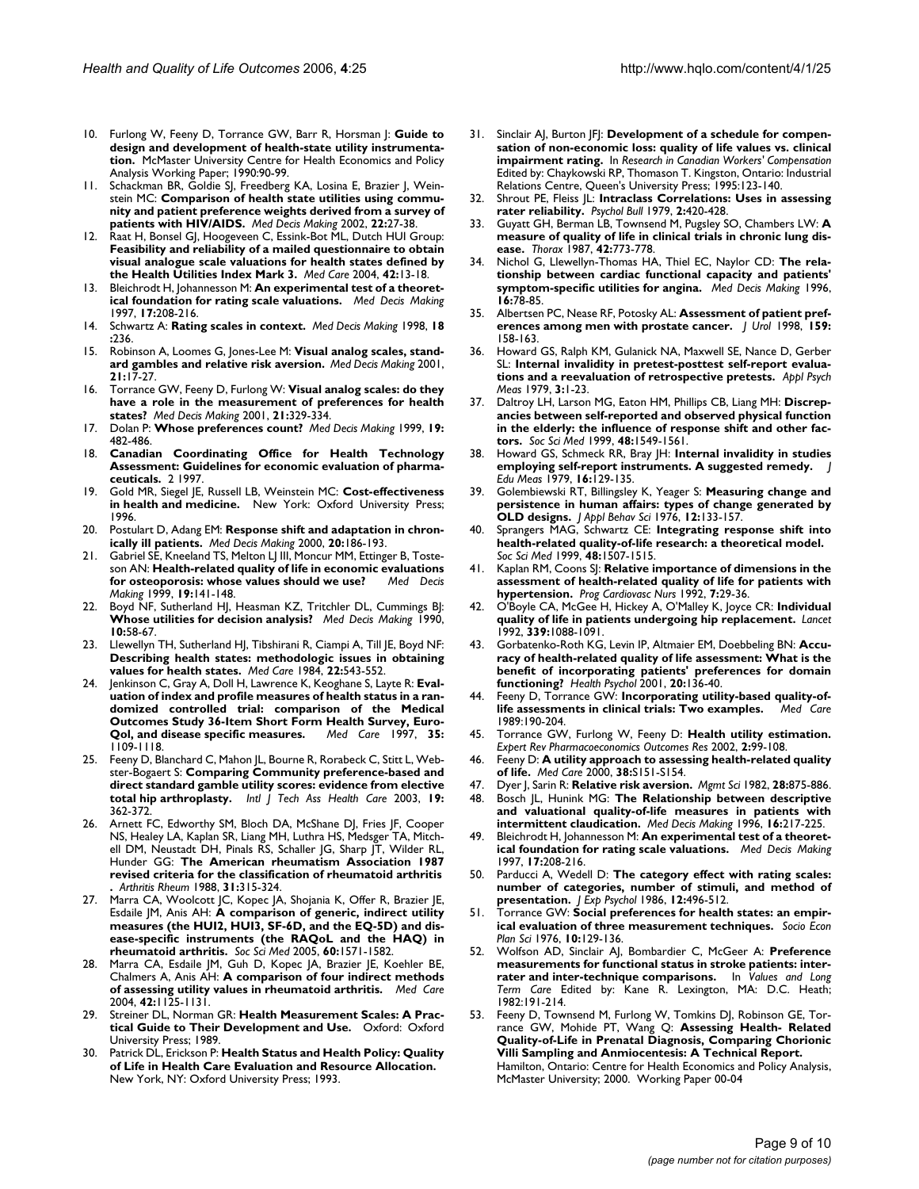10. Furlong W, Feeny D, Torrance GW, Barr R, Horsman J: **Guide to design and development of health-state utility instrumentation.** McMaster University Centre for Health Economics and Policy Analysis Working Paper; 1990:90-99.
11. Schackman BR, Goldie SJ, Freedberg KA, Losina E, Brazier J, Weinstein MC: **Comparison of health state utilities using community and patient preference weights derived from a survey of patients with HIV/AIDS.** *Med Decis Making* 2002, **22:**27-38.
12. Raat H, Bonsel GJ, Hoogeveen C, Essink-Bot ML, Dutch HUI Group: **Feasibility and reliability of a mailed questionnaire to obtain visual analogue scale valuations for health states defined by the Health Utilities Index Mark 3.** *Med Care* 2004, **42:**13-18.
13. Bleichrodt H, Johannesson M: **An experimental test of a theoretical foundation for rating scale valuations.** *Med Decis Making* 1997, **17:**208-216.
14. Schwartz A: **Rating scales in context.** *Med Decis Making* 1998, **18 :**236.
15. Robinson A, Loomes G, Jones-Lee M: **Visual analog scales, standard gambles and relative risk aversion.** *Med Decis Making* 2001, **21:**17-27.
16. Torrance GW, Feeny D, Furlong W: **Visual analog scales: do they have a role in the measurement of preferences for health states?** *Med Decis Making* 2001, **21:**329-334.
17. Dolan P: **Whose preferences count?** *Med Decis Making* 1999, **19:** 482-486.
18. **Canadian Coordinating Office for Health Technology Assessment: Guidelines for economic evaluation of pharmaceuticals.** 2 1997.
19. Gold MR, Siegel JE, Russell LB, Weinstein MC: **Cost-effectiveness in health and medicine.** New York: Oxford University Press; 1996.
20. Postulart D, Adang EM: **Response shift and adaptation in chronically ill patients.** *Med Decis Making* 2000, **20:**186-193.
21. Gabriel SE, Kneeland TS, Melton LJ III, Moncur MM, Ettinger B, Tosteson AN: **Health-related quality of life in economic evaluations for osteoporosis: whose values should we use?** *Med Decis Making* 1999, **19:**141-148.
22. Boyd NF, Sutherland HJ, Heasman KZ, Tritchler DL, Cummings BJ: **Whose utilities for decision analysis?** *Med Decis Making* 1990, **10:**58-67.
23. Llewellyn TH, Sutherland HJ, Tibshirani R, Ciampi A, Till JE, Boyd NF: **Describing health states: methodologic issues in obtaining values for health states.** *Med Care* 1984, **22:**543-552.
24. Jenkinson C, Gray A, Doll H, Lawrence K, Keoghane S, Layte R: **Evaluation of index and profile measures of health status in a randomized controlled trial: comparison of the Medical Outcomes Study 36-Item Short Form Health Survey, EuroQol, and disease specific measures.** *Med Care* 1997, **35:** 1109-1118.
25. Feeny D, Blanchard C, Mahon JL, Bourne R, Rorabeck C, Stitt L, Webster-Bogaert S: **Comparing Community preference-based and direct standard gamble utility scores: evidence from elective total hip arthroplasty.** *Intl J Tech Ass Health Care* 2003, **19:** 362-372.
26. Arnett FC, Edworthy SM, Bloch DA, McShane DJ, Fries JF, Cooper NS, Healey LA, Kaplan SR, Liang MH, Luthra HS, Medsger TA, Mitchell DM, Neustadt DH, Pinals RS, Schaller JG, Sharp JT, Wilder RL, Hunder GG: **The American rheumatism Association 1987 revised criteria for the classification of rheumatoid arthritis .** *Arthritis Rheum* 1988, **31:**315-324.
27. Marra CA, Woolcott JC, Kopec JA, Shojania K, Offer R, Brazier JE, Esdaile JM, Anis AH: **A comparison of generic, indirect utility measures (the HUI2, HUI3, SF-6D, and the EQ-5D) and disease-specific instruments (the RAQoL and the HAQ) in rheumatoid arthritis.** *Soc Sci Med* 2005, **60:**1571-1582.
28. Marra CA, Esdaile JM, Guh D, Kopec JA, Brazier JE, Koehler BE, Chalmers A, Anis AH: **A comparison of four indirect methods of assessing utility values in rheumatoid arthritis.** *Med Care* 2004, **42:**1125-1131.
29. Streiner DL, Norman GR: **Health Measurement Scales: A Practical Guide to Their Development and Use.** Oxford: Oxford University Press; 1989.
30. Patrick DL, Erickson P: **Health Status and Health Policy: Quality of Life in Health Care Evaluation and Resource Allocation.** New York, NY: Oxford University Press; 1993.
31. Sinclair AJ, Burton JFJ: **Development of a schedule for compensation of non-economic loss: quality of life values vs. clinical impairment rating.** In *Research in Canadian Workers' Compensation* Edited by: Chaykowski RP, Thomason T. Kingston, Ontario: Industrial Relations Centre, Queen's University Press; 1995:123-140.
32. Shrout PE, Fleiss JL: **Intraclass Correlations: Uses in assessing rater reliability.** *Psychol Bull* 1979, **2:**420-428.
33. Guyatt GH, Berman LB, Townsend M, Pugsley SO, Chambers LW: **A measure of quality of life in clinical trials in chronic lung disease.** *Thorax* 1987, **42:**773-778.
34. Nichol G, Llewellyn-Thomas HA, Thiel EC, Naylor CD: **The relationship between cardiac functional capacity and patients' symptom-specific utilities for angina.** *Med Decis Making* 1996, **16:**78-85.
35. Albertsen PC, Nease RF, Potosky AL: **Assessment of patient preferences among men with prostate cancer.** *J Urol* 1998, **159:** 158-163.
36. Howard GS, Ralph KM, Gulanick NA, Maxwell SE, Nance D, Gerber SL: **Internal invalidity in pretest-posttest self-report evaluations and a reevaluation of retrospective pretests.** *Appl Psych Meas* 1979, **3:**1-23.
37. Daltroy LH, Larson MG, Eaton HM, Phillips CB, Liang MH: **Discrepancies between self-reported and observed physical function in the elderly: the influence of response shift and other factors.** *Soc Sci Med* 1999, **48:**1549-1561.
38. Howard GS, Schmeck RR, Bray JH: **Internal invalidity in studies employing self-report instruments. A suggested remedy.** *J Edu Meas* 1979, **16:**129-135.
39. Golembiewski RT, Billingsley K, Yeager S: **Measuring change and persistence in human affairs: types of change generated by OLD designs.** *J Appl Behav Sci* 1976, **12:**133-157.
40. Sprangers MAG, Schwartz CE: **Integrating response shift into health-related quality-of-life research: a theoretical model.** *Soc Sci Med* 1999, **48:**1507-1515.
41. Kaplan RM, Coons SJ: **Relative importance of dimensions in the assessment of health-related quality of life for patients with hypertension.** *Prog Cardiovasc Nurs* 1992, **7:**29-36.
42. O'Boyle CA, McGee H, Hickey A, O'Malley K, Joyce CR: **Individual quality of life in patients undergoing hip replacement.** *Lancet* 1992, **339:**1088-1091.
43. Gorbatenko-Roth KG, Levin IP, Altmaier EM, Doebbeling BN: **Accuracy of health-related quality of life assessment: What is the benefit of incorporating patients' preferences for domain functioning?** *Health Psychol* 2001, **20:**136-40.
44. Feeny D, Torrance GW: **Incorporating utility-based quality-of-life assessments in clinical trials: Two examples.** *Med Care* 1989:190-204.
45. Torrance GW, Furlong W, Feeny D: **Health utility estimation.** *Expert Rev Pharmacoeconomics Outcomes Res* 2002, **2:**99-108.
46. Feeny D: **A utility approach to assessing health-related quality of life.** *Med Care* 2000, **38:**S151-S154.
47. Dyer J, Sarin R: **Relative risk aversion.** *Mgmt Sci* 1982, **28:**875-886.
48. Bosch JL, Hunink MG: **The Relationship between descriptive and valuational quality-of-life measures in patients with intermittent claudication.** *Med Decis Making* 1996, **16:**217-225.
49. Bleichrodt H, Johannesson M: **An experimental test of a theoretical foundation for rating scale valuations.** *Med Decis Making* 1997, **17:**208-216.
50. Parducci A, Wedell D: **The category effect with rating scales: number of categories, number of stimuli, and method of presentation.** *J Exp Psychol* 1986, **12:**496-512.
51. Torrance GW: **Social preferences for health states: an empirical evaluation of three measurement techniques.** *Socio Econ Plan Sci* 1976, **10:**129-136.
52. Wolfson AD, Sinclair AJ, Bombardier C, McGeer A: **Preference measurements for functional status in stroke patients: interrater and inter-technique comparisons.** In *Values and Long Term Care* Edited by: Kane R. Lexington, MA: D.C. Heath; 1982:191-214.
53. Feeny D, Townsend M, Furlong W, Tomkins DJ, Robinson GE, Torrance GW, Mohide PT, Wang Q: **Assessing Health- Related Quality-of-Life in Prenatal Diagnosis, Comparing Chorionic Villi Sampling and Anmiocentesis: A Technical Report.** Hamilton, Ontario: Centre for Health Economics and Policy Analysis, McMaster University; 2000. Working Paper 00-04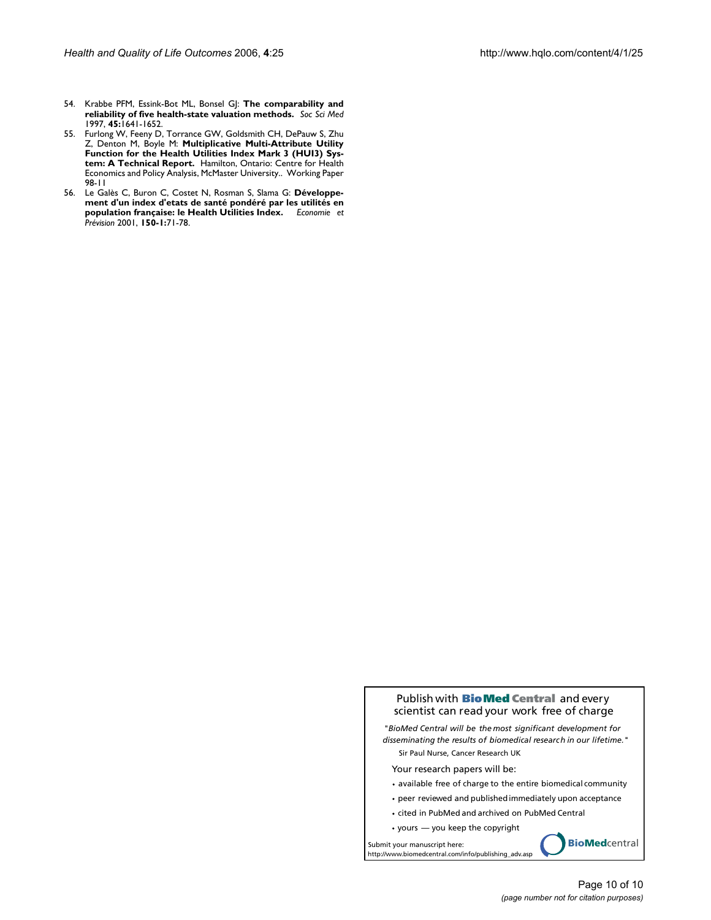54. Krabbe PFM, Essink-Bot ML, Bonsel GJ: **The comparability and reliability of five health-state valuation methods.** *Soc Sci Med* 1997, **45:**1641-1652.
55. Furlong W, Feeny D, Torrance GW, Goldsmith CH, DePauw S, Zhu Z, Denton M, Boyle M: **Multiplicative Multi-Attribute Utility Function for the Health Utilities Index Mark 3 (HUI3) System: A Technical Report.** Hamilton, Ontario: Centre for Health Economics and Policy Analysis, McMaster University.. Working Paper 98-11
56. Le Galès C, Buron C, Costet N, Rosman S, Slama G: **Développement d'un index d'etats de santé pondéré par les utilités en population française: le Health Utilities Index.** *Economie et Prévision* 2001, **150-1:**71-78.

Publish with **BioMed Central** and every scientist can read your work free of charge

*"BioMed Central will be the most significant development for disseminating the results of biomedical research in our lifetime."*

Sir Paul Nurse, Cancer Research UK

Your research papers will be:

- available free of charge to the entire biomedical community
- peer reviewed and published immediately upon acceptance
- cited in PubMed and archived on PubMed Central
- yours — you keep the copyright

Submit your manuscript here:
http://www.biomedcentral.com/info/publishing_adv.asp

**BioMed**central